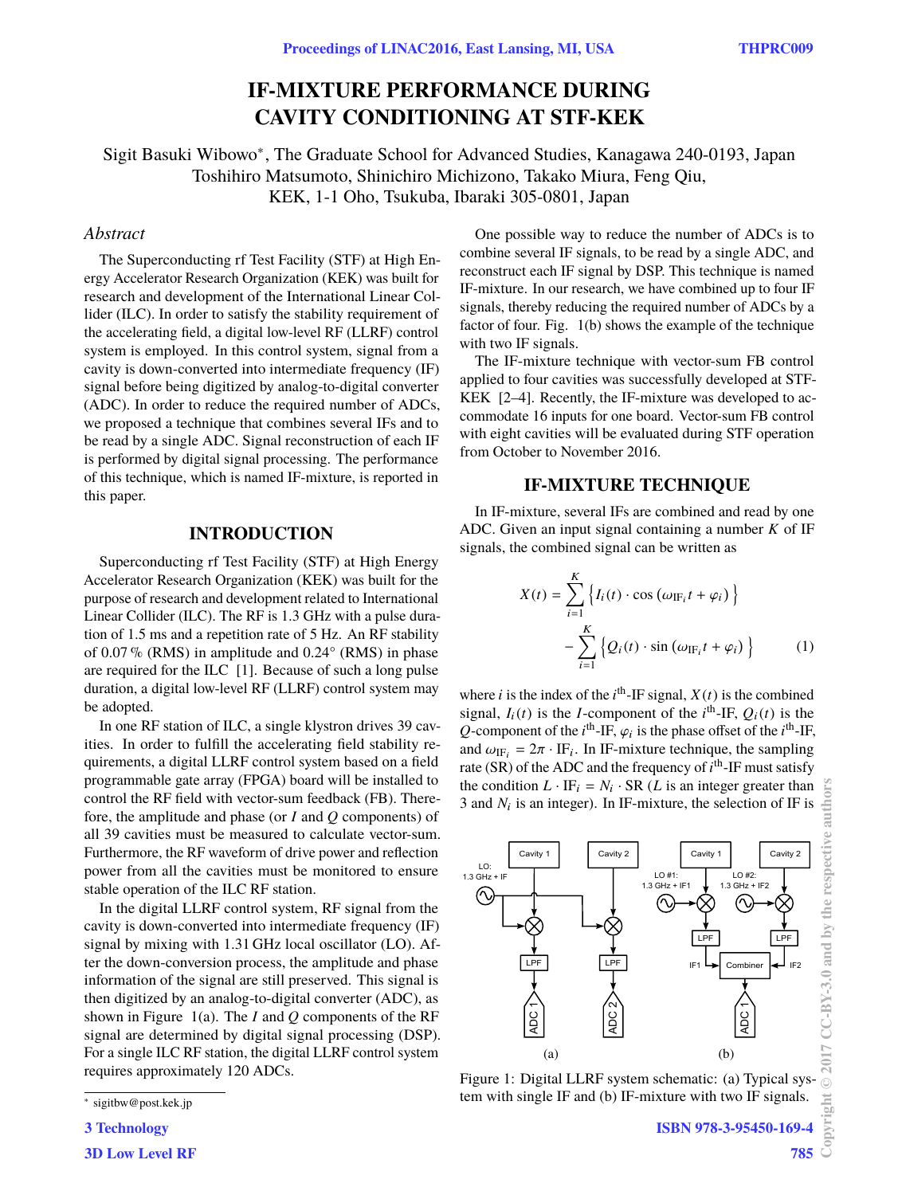# IF-MIXTURE PERFORMANCE DURING CAVITY CONDITIONING AT STF-KEK

Sigit Basuki Wibowo*, The Graduate School for Advanced Studies, Kanagawa 240-0193, Japan
Toshihiro Matsumoto, Shinichiro Michizono, Takako Miura, Feng Qiu,
KEK, 1-1 Oho, Tsukuba, Ibaraki 305-0801, Japan

## *Abstract*

The Superconducting rf Test Facility (STF) at High Energy Accelerator Research Organization (KEK) was built for research and development of the International Linear Collider (ILC). In order to satisfy the stability requirement of the accelerating field, a digital low-level RF (LLRF) control system is employed. In this control system, signal from a cavity is down-converted into intermediate frequency (IF) signal before being digitized by analog-to-digital converter (ADC). In order to reduce the required number of ADCs, we proposed a technique that combines several IFs and to be read by a single ADC. Signal reconstruction of each IF is performed by digital signal processing. The performance of this technique, which is named IF-mixture, is reported in this paper.

## INTRODUCTION

Superconducting rf Test Facility (STF) at High Energy Accelerator Research Organization (KEK) was built for the purpose of research and development related to International Linear Collider (ILC). The RF is 1.3 GHz with a pulse duration of 1.5 ms and a repetition rate of 5 Hz. An RF stability of 0.07 % (RMS) in amplitude and 0.24° (RMS) in phase are required for the ILC [1]. Because of such a long pulse duration, a digital low-level RF (LLRF) control system may be adopted.

In one RF station of ILC, a single klystron drives 39 cavities. In order to fulfill the accelerating field stability requirements, a digital LLRF control system based on a field programmable gate array (FPGA) board will be installed to control the RF field with vector-sum feedback (FB). Therefore, the amplitude and phase (or $I$ and $Q$ components) of all 39 cavities must be measured to calculate vector-sum. Furthermore, the RF waveform of drive power and reflection power from all the cavities must be monitored to ensure stable operation of the ILC RF station.

In the digital LLRF control system, RF signal from the cavity is down-converted into intermediate frequency (IF) signal by mixing with 1.31 GHz local oscillator (LO). After the down-conversion process, the amplitude and phase information of the signal are still preserved. This signal is then digitized by an analog-to-digital converter (ADC), as shown in Figure 1(a). The $I$ and $Q$ components of the RF signal are determined by digital signal processing (DSP). For a single ILC RF station, the digital LLRF control system requires approximately 120 ADCs.

One possible way to reduce the number of ADCs is to combine several IF signals, to be read by a single ADC, and reconstruct each IF signal by DSP. This technique is named IF-mixture. In our research, we have combined up to four IF signals, thereby reducing the required number of ADCs by a factor of four. Fig. 1(b) shows the example of the technique with two IF signals.

The IF-mixture technique with vector-sum FB control applied to four cavities was successfully developed at STF-KEK [2–4]. Recently, the IF-mixture was developed to accommodate 16 inputs for one board. Vector-sum FB control with eight cavities will be evaluated during STF operation from October to November 2016.

## IF-MIXTURE TECHNIQUE

In IF-mixture, several IFs are combined and read by one ADC. Given an input signal containing a number $K$ of IF signals, the combined signal can be written as

$$X(t) = \sum_{i=1}^{K} \left\{ I_i(t) \cdot \cos\left(\omega_{\mathrm{IF}_i} t + \varphi_i\right) \right\} - \sum_{i=1}^{K} \left\{ Q_i(t) \cdot \sin\left(\omega_{\mathrm{IF}_i} t + \varphi_i\right) \right\} \qquad (1)$$

where $i$ is the index of the $i^{\mathrm{th}}$-IF signal, $X(t)$ is the combined signal, $I_i(t)$ is the $I$-component of the $i^{\mathrm{th}}$-IF, $Q_i(t)$ is the $Q$-component of the $i^{\mathrm{th}}$-IF, $\varphi_i$ is the phase offset of the $i^{\mathrm{th}}$-IF, and $\omega_{\mathrm{IF}_i} = 2\pi \cdot \mathrm{IF}_i$. In IF-mixture technique, the sampling rate (SR) of the ADC and the frequency of $i^{\mathrm{th}}$-IF must satisfy the condition $L \cdot \mathrm{IF}_i = N_i \cdot \mathrm{SR}$ ($L$ is an integer greater than 3 and $N_i$ is an integer). In IF-mixture, the selection of IF is

Figure 1: Digital LLRF system schematic: (a) Typical system with single IF and (b) IF-mixture with two IF signals.

* sigitbw@post.kek.jp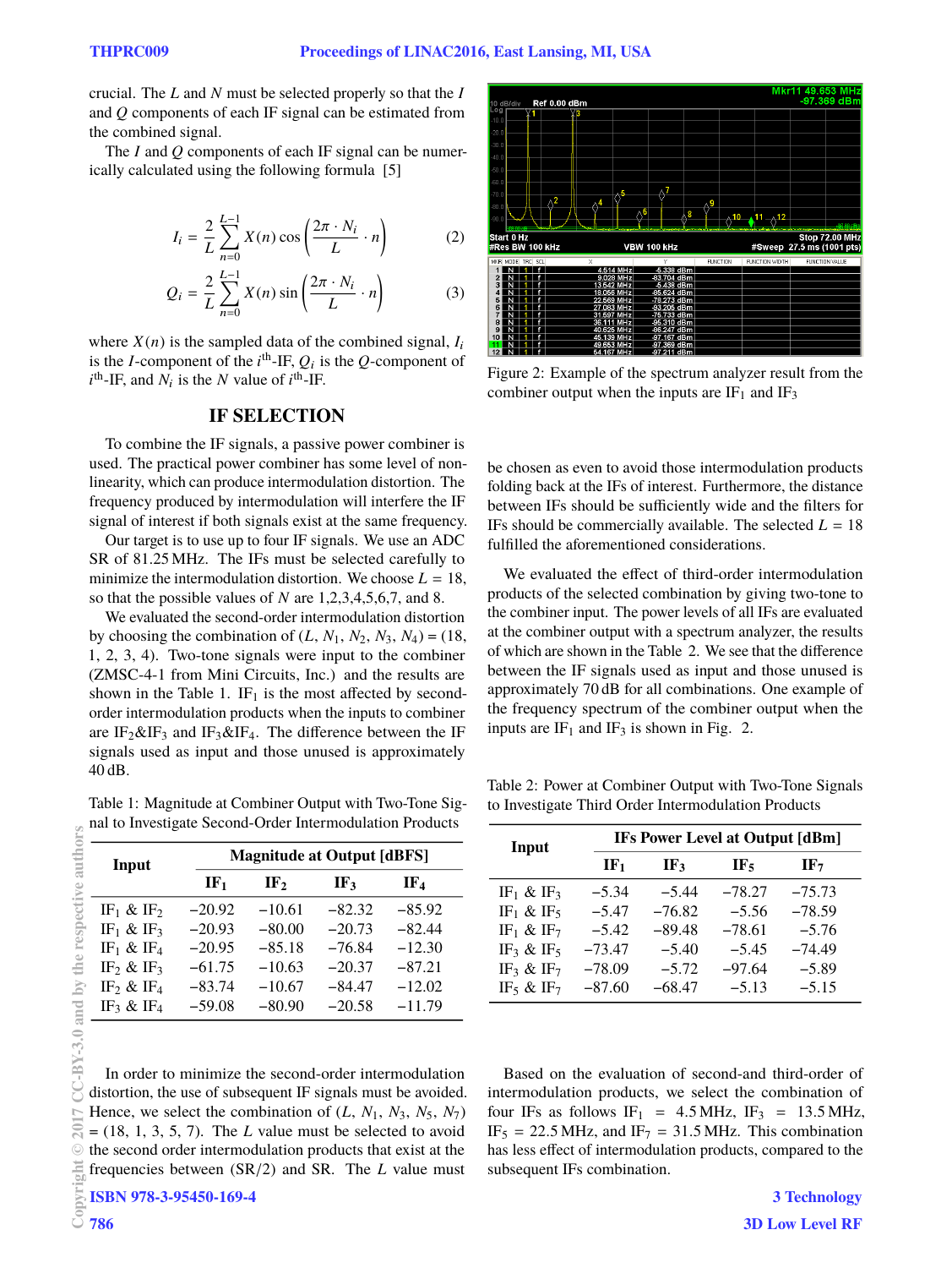crucial. The $L$ and $N$ must be selected properly so that the $I$ and $Q$ components of each IF signal can be estimated from the combined signal.

The $I$ and $Q$ components of each IF signal can be numerically calculated using the following formula [5]

$$I_i = \frac{2}{L}\sum_{n=0}^{L-1} X(n)\cos\left(\frac{2\pi \cdot N_i}{L}\cdot n\right) \tag{2}$$

$$Q_i = \frac{2}{L}\sum_{n=0}^{L-1} X(n)\sin\left(\frac{2\pi \cdot N_i}{L}\cdot n\right) \tag{3}$$

where $X(n)$ is the sampled data of the combined signal, $I_i$ is the $I$-component of the $i^{\text{th}}$-IF, $Q_i$ is the $Q$-component of $i^{\text{th}}$-IF, and $N_i$ is the $N$ value of $i^{\text{th}}$-IF.

## IF SELECTION

To combine the IF signals, a passive power combiner is used. The practical power combiner has some level of nonlinearity, which can produce intermodulation distortion. The frequency produced by intermodulation will interfere the IF signal of interest if both signals exist at the same frequency.

Our target is to use up to four IF signals. We use an ADC SR of 81.25 MHz. The IFs must be selected carefully to minimize the intermodulation distortion. We choose $L = 18$, so that the possible values of $N$ are 1,2,3,4,5,6,7, and 8.

We evaluated the second-order intermodulation distortion by choosing the combination of ($L$, $N_1$, $N_2$, $N_3$, $N_4$) = (18, 1, 2, 3, 4). Two-tone signals were input to the combiner (ZMSC-4-1 from Mini Circuits, Inc.) and the results are shown in the Table 1. $\text{IF}_1$ is the most affected by second-order intermodulation products when the inputs to combiner are $\text{IF}_2$&$\text{IF}_3$ and $\text{IF}_3$&$\text{IF}_4$. The difference between the IF signals used as input and those unused is approximately 40 dB.

Table 1: Magnitude at Combiner Output with Two-Tone Signal to Investigate Second-Order Intermodulation Products

| Input | Magnitude at Output [dBFS] | | | |
|---|---|---|---|---|
| | $\text{IF}_1$ | $\text{IF}_2$ | $\text{IF}_3$ | $\text{IF}_4$ |
| $\text{IF}_1$ & $\text{IF}_2$ | −20.92 | −10.61 | −82.32 | −85.92 |
| $\text{IF}_1$ & $\text{IF}_3$ | −20.93 | −80.00 | −20.73 | −82.44 |
| $\text{IF}_1$ & $\text{IF}_4$ | −20.95 | −85.18 | −76.84 | −12.30 |
| $\text{IF}_2$ & $\text{IF}_3$ | −61.75 | −10.63 | −20.37 | −87.21 |
| $\text{IF}_2$ & $\text{IF}_4$ | −83.74 | −10.67 | −84.47 | −12.02 |
| $\text{IF}_3$ & $\text{IF}_4$ | −59.08 | −80.90 | −20.58 | −11.79 |

In order to minimize the second-order intermodulation distortion, the use of subsequent IF signals must be avoided. Hence, we select the combination of ($L$, $N_1$, $N_3$, $N_5$, $N_7$) = (18, 1, 3, 5, 7). The $L$ value must be selected to avoid the second order intermodulation products that exist at the frequencies between (SR/2) and SR. The $L$ value must be chosen as even to avoid those intermodulation products folding back at the IFs of interest. Furthermore, the distance between IFs should be sufficiently wide and the filters for IFs should be commercially available. The selected $L = 18$ fulfilled the aforementioned considerations.

Figure 2: Example of the spectrum analyzer result from the combiner output when the inputs are $\text{IF}_1$ and $\text{IF}_3$

We evaluated the effect of third-order intermodulation products of the selected combination by giving two-tone to the combiner input. The power levels of all IFs are evaluated at the combiner output with a spectrum analyzer, the results of which are shown in the Table 2. We see that the difference between the IF signals used as input and those unused is approximately 70 dB for all combinations. One example of the frequency spectrum of the combiner output when the inputs are $\text{IF}_1$ and $\text{IF}_3$ is shown in Fig. 2.

Table 2: Power at Combiner Output with Two-Tone Signals to Investigate Third Order Intermodulation Products

| Input | IFs Power Level at Output [dBm] | | | |
|---|---|---|---|---|
| | $\text{IF}_1$ | $\text{IF}_3$ | $\text{IF}_5$ | $\text{IF}_7$ |
| $\text{IF}_1$ & $\text{IF}_3$ | −5.34 | −5.44 | −78.27 | −75.73 |
| $\text{IF}_1$ & $\text{IF}_5$ | −5.47 | −76.82 | −5.56 | −78.59 |
| $\text{IF}_1$ & $\text{IF}_7$ | −5.42 | −89.48 | −78.61 | −5.76 |
| $\text{IF}_3$ & $\text{IF}_5$ | −73.47 | −5.40 | −5.45 | −74.49 |
| $\text{IF}_3$ & $\text{IF}_7$ | −78.09 | −5.72 | −97.64 | −5.89 |
| $\text{IF}_5$ & $\text{IF}_7$ | −87.60 | −68.47 | −5.13 | −5.15 |

Based on the evaluation of second-and third-order of intermodulation products, we select the combination of four IFs as follows $\text{IF}_1$ = 4.5 MHz, $\text{IF}_3$ = 13.5 MHz, $\text{IF}_5$ = 22.5 MHz, and $\text{IF}_7$ = 31.5 MHz. This combination has less effect of intermodulation products, compared to the subsequent IFs combination.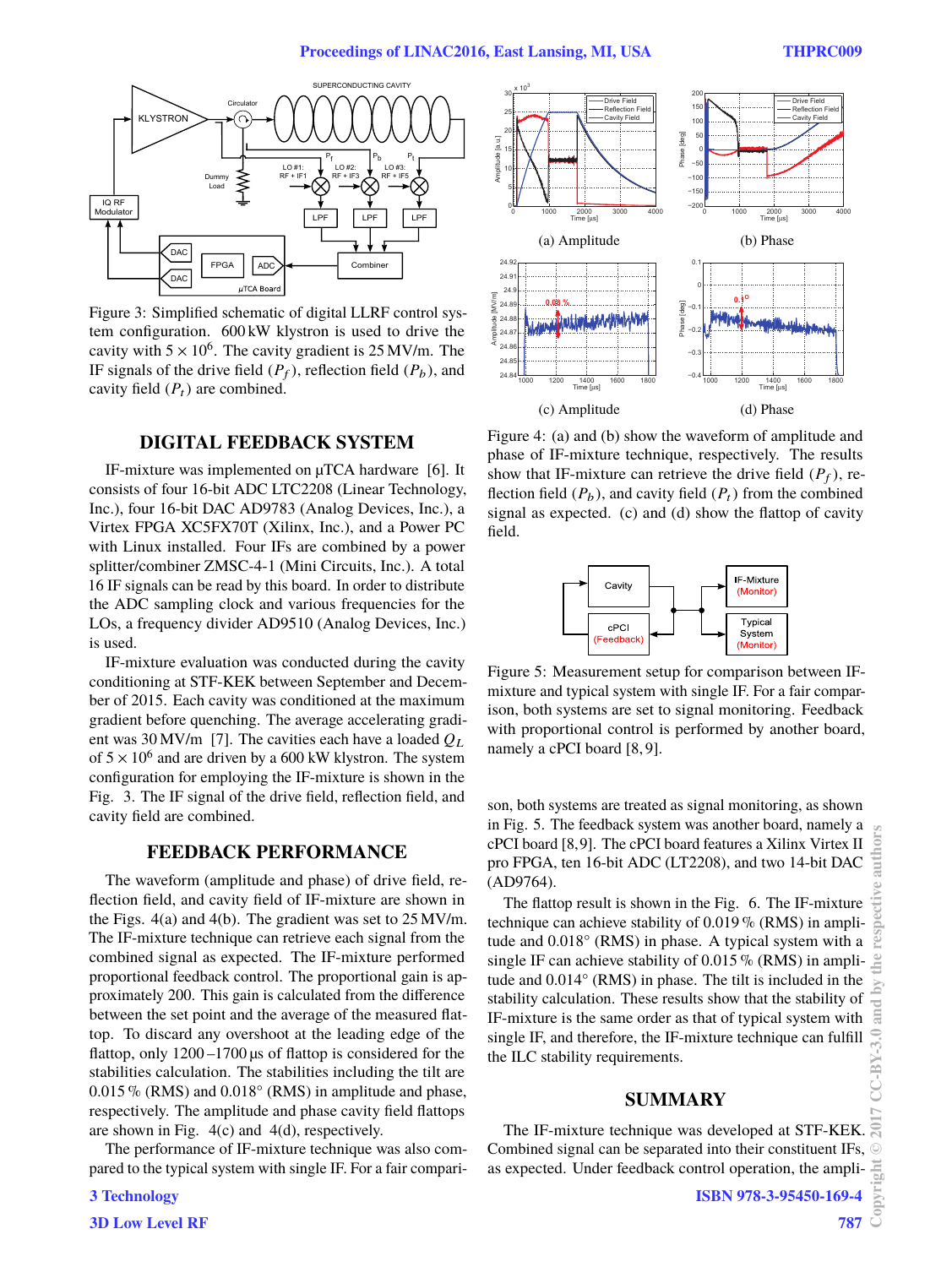Figure 3: Simplified schematic of digital LLRF control system configuration. 600 kW klystron is used to drive the cavity with $5 \times 10^6$. The cavity gradient is 25 MV/m. The IF signals of the drive field ($P_f$), reflection field ($P_b$), and cavity field ($P_t$) are combined.

## DIGITAL FEEDBACK SYSTEM

IF-mixture was implemented on µTCA hardware [6]. It consists of four 16-bit ADC LTC2208 (Linear Technology, Inc.), four 16-bit DAC AD9783 (Analog Devices, Inc.), a Virtex FPGA XC5FX70T (Xilinx, Inc.), and a Power PC with Linux installed. Four IFs are combined by a power splitter/combiner ZMSC-4-1 (Mini Circuits, Inc.). A total 16 IF signals can be read by this board. In order to distribute the ADC sampling clock and various frequencies for the LOs, a frequency divider AD9510 (Analog Devices, Inc.) is used.

IF-mixture evaluation was conducted during the cavity conditioning at STF-KEK between September and December of 2015. Each cavity was conditioned at the maximum gradient before quenching. The average accelerating gradient was 30 MV/m [7]. The cavities each have a loaded $Q_L$ of $5 \times 10^6$ and are driven by a 600 kW klystron. The system configuration for employing the IF-mixture is shown in the Fig. 3. The IF signal of the drive field, reflection field, and cavity field are combined.

## FEEDBACK PERFORMANCE

The waveform (amplitude and phase) of drive field, reflection field, and cavity field of IF-mixture are shown in the Figs. 4(a) and 4(b). The gradient was set to 25 MV/m. The IF-mixture technique can retrieve each signal from the combined signal as expected. The IF-mixture performed proportional feedback control. The proportional gain is approximately 200. This gain is calculated from the difference between the set point and the average of the measured flattop. To discard any overshoot at the leading edge of the flattop, only 1200 –1700 µs of flattop is considered for the stabilities calculation. The stabilities including the tilt are 0.015 % (RMS) and 0.018° (RMS) in amplitude and phase, respectively. The amplitude and phase cavity field flattops are shown in Fig. 4(c) and 4(d), respectively.

The performance of IF-mixture technique was also compared to the typical system with single IF. For a fair comparison, both systems are treated as signal monitoring, as shown in Fig. 5. The feedback system was another board, namely a cPCI board [8,9]. The cPCI board features a Xilinx Virtex II pro FPGA, ten 16-bit ADC (LT2208), and two 14-bit DAC (AD9764).

Figure 4: (a) and (b) show the waveform of amplitude and phase of IF-mixture technique, respectively. The results show that IF-mixture can retrieve the drive field ($P_f$), reflection field ($P_b$), and cavity field ($P_t$) from the combined signal as expected. (c) and (d) show the flattop of cavity field.

Figure 5: Measurement setup for comparison between IF-mixture and typical system with single IF. For a fair comparison, both systems are set to signal monitoring. Feedback with proportional control is performed by another board, namely a cPCI board [8, 9].

The flattop result is shown in the Fig. 6. The IF-mixture technique can achieve stability of 0.019 % (RMS) in amplitude and 0.018° (RMS) in phase. A typical system with a single IF can achieve stability of 0.015 % (RMS) in amplitude and 0.014° (RMS) in phase. The tilt is included in the stability calculation. These results show that the stability of IF-mixture is the same order as that of typical system with single IF, and therefore, the IF-mixture technique can fulfill the ILC stability requirements.

## SUMMARY

The IF-mixture technique was developed at STF-KEK. Combined signal can be separated into their constituent IFs, as expected. Under feedback control operation, the ampli-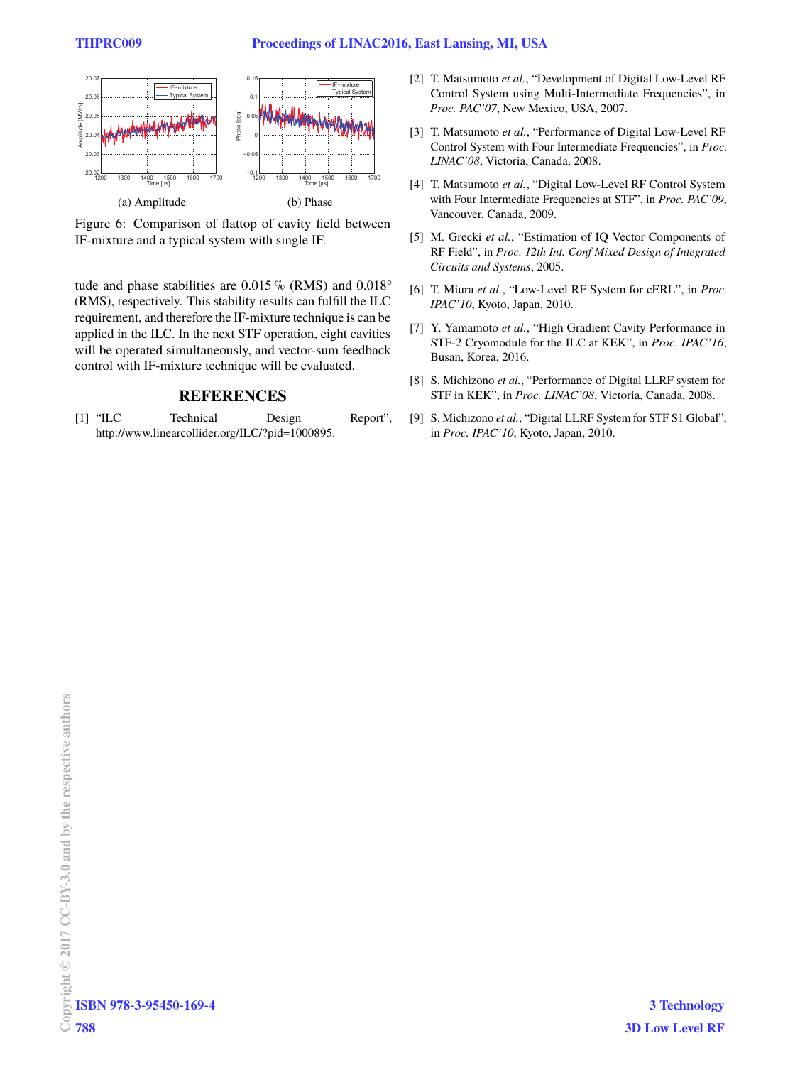20.07
20.06
20.05
20.04
20.03
20.02
Amplitude [MV/m]
1200 1300 1400 1500 1600 1700
Time [µs]
IF−mixture
Typical System

(a) Amplitude

0.15
0.1
0.05
0
−0.05
−0.1
Phase [deg]
1200 1300 1400 1500 1600 1700
Time [µs]
IF−mixture
Typical System

(b) Phase

Figure 6: Comparison of flattop of cavity field between IF-mixture and a typical system with single IF.

tude and phase stabilities are 0.015 % (RMS) and 0.018° (RMS), respectively. This stability results can fulfill the ILC requirement, and therefore the IF-mixture technique is can be applied in the ILC. In the next STF operation, eight cavities will be operated simultaneously, and vector-sum feedback control with IF-mixture technique will be evaluated.

## REFERENCES

[1] "ILC Technical Design Report", http://www.linearcollider.org/ILC/?pid=1000895.

[2] T. Matsumoto *et al.*, "Development of Digital Low-Level RF Control System using Multi-Intermediate Frequencies", in *Proc. PAC'07*, New Mexico, USA, 2007.

[3] T. Matsumoto *et al.*, "Performance of Digital Low-Level RF Control System with Four Intermediate Frequencies", in *Proc. LINAC'08*, Victoria, Canada, 2008.

[4] T. Matsumoto *et al.*, "Digital Low-Level RF Control System with Four Intermediate Frequencies at STF", in *Proc. PAC'09*, Vancouver, Canada, 2009.

[5] M. Grecki *et al.*, "Estimation of IQ Vector Components of RF Field", in *Proc. 12th Int. Conf Mixed Design of Integrated Circuits and Systems*, 2005.

[6] T. Miura *et al.*, "Low-Level RF System for cERL", in *Proc. IPAC'10*, Kyoto, Japan, 2010.

[7] Y. Yamamoto *et al.*, "High Gradient Cavity Performance in STF-2 Cryomodule for the ILC at KEK", in *Proc. IPAC'16*, Busan, Korea, 2016.

[8] S. Michizono *et al.*, "Performance of Digital LLRF system for STF in KEK", in *Proc. LINAC'08*, Victoria, Canada, 2008.

[9] S. Michizono *et al.*, "Digital LLRF System for STF S1 Global", in *Proc. IPAC'10*, Kyoto, Japan, 2010.